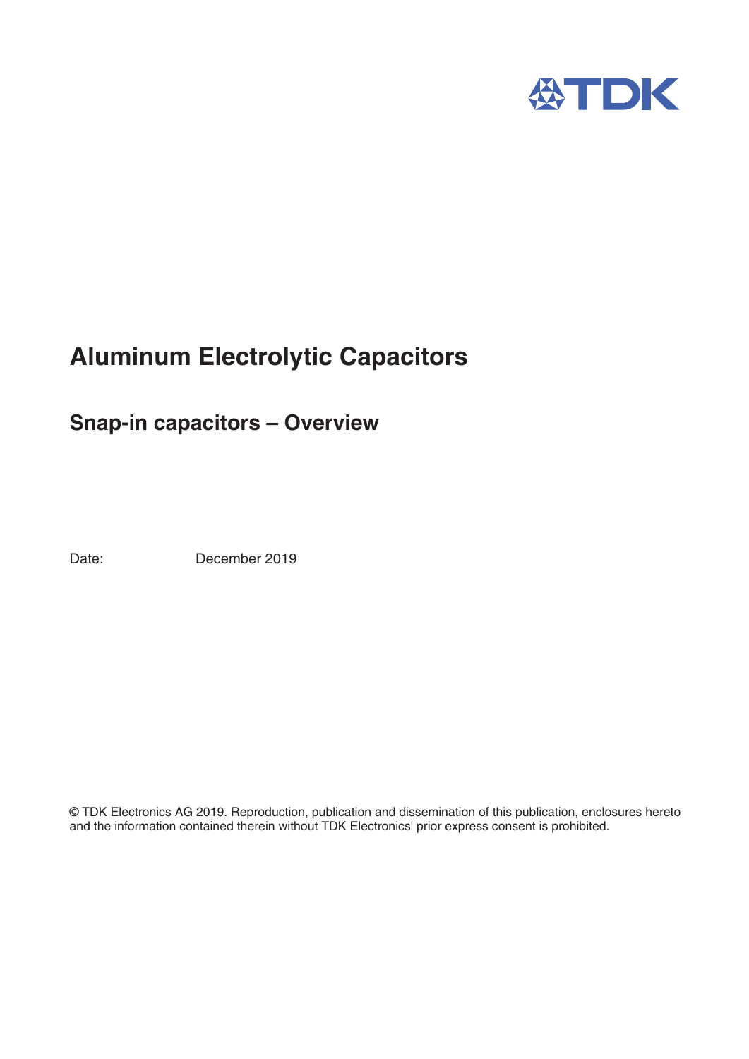# Aluminum Electrolytic Capacitors

## Snap-in capacitors – Overview

Date: December 2019

© TDK Electronics AG 2019. Reproduction, publication and dissemination of this publication, enclosures hereto and the information contained therein without TDK Electronics' prior express consent is prohibited.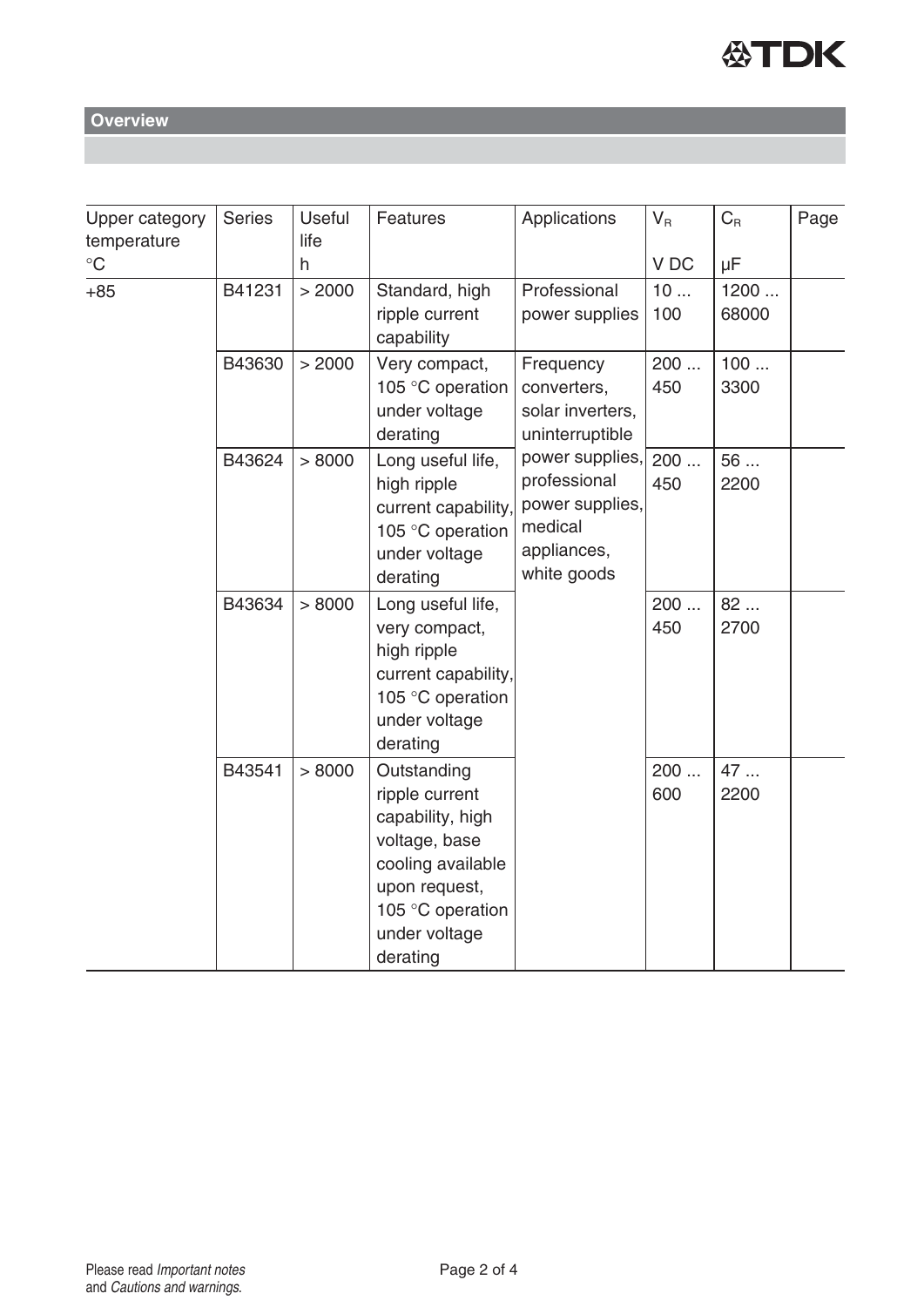## Overview

| Upper category temperature °C | Series | Useful life h | Features | Applications | $V_R$ V DC | $C_R$ µF | Page |
|---|---|---|---|---|---|---|---|
| +85 | B41231 | > 2000 | Standard, high ripple current capability | Professional power supplies | 10 ... 100 | 1200 ... 68000 | |
| | B43630 | > 2000 | Very compact, 105 °C operation under voltage derating | Frequency converters, solar inverters, uninterruptible power supplies, professional power supplies, medical appliances, white goods | 200 ... 450 | 100 ... 3300 | |
| | B43624 | > 8000 | Long useful life, high ripple current capability, 105 °C operation under voltage derating | | 200 ... 450 | 56 ... 2200 | |
| | B43634 | > 8000 | Long useful life, very compact, high ripple current capability, 105 °C operation under voltage derating | | 200 ... 450 | 82 ... 2700 | |
| | B43541 | > 8000 | Outstanding ripple current capability, high voltage, base cooling available upon request, 105 °C operation under voltage derating | | 200 ... 600 | 47 ... 2200 | |

Please read *Important notes* and *Cautions and warnings*.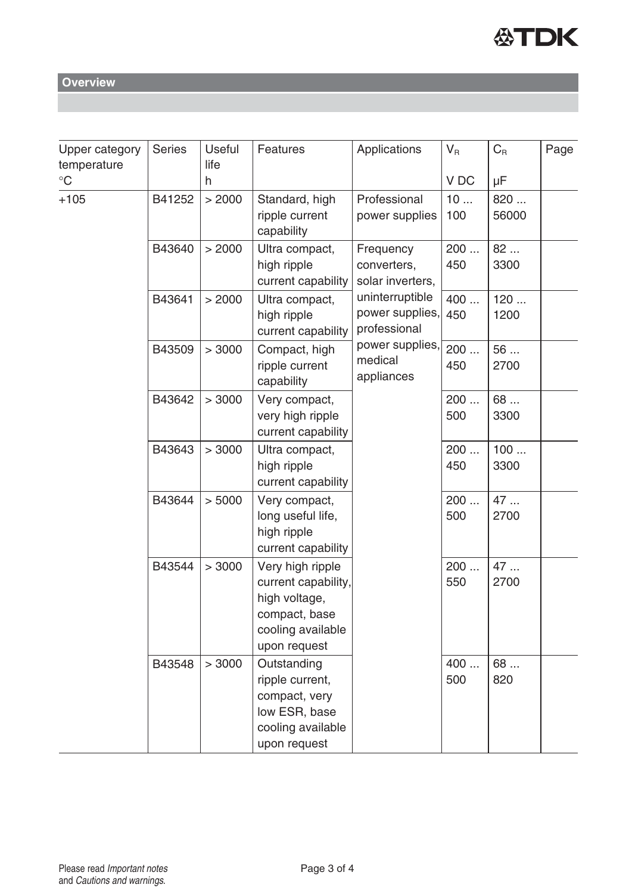## Overview

| Upper category temperature °C | Series | Useful life h | Features | Applications | $V_R$ V DC | $C_R$ µF | Page |
|---|---|---|---|---|---|---|---|
| +105 | B41252 | > 2000 | Standard, high ripple current capability | Professional power supplies | 10 ... 100 | 820 ... 56000 | |
| | B43640 | > 2000 | Ultra compact, high ripple current capability | Frequency converters, solar inverters, uninterruptible power supplies, professional power supplies, medical appliances | 200 ... 450 | 82 ... 3300 | |
| | B43641 | > 2000 | Ultra compact, high ripple current capability | | 400 ... 450 | 120 ... 1200 | |
| | B43509 | > 3000 | Compact, high ripple current capability | | 200 ... 450 | 56 ... 2700 | |
| | B43642 | > 3000 | Very compact, very high ripple current capability | | 200 ... 500 | 68 ... 3300 | |
| | B43643 | > 3000 | Ultra compact, high ripple current capability | | 200 ... 450 | 100 ... 3300 | |
| | B43644 | > 5000 | Very compact, long useful life, high ripple current capability | | 200 ... 500 | 47 ... 2700 | |
| | B43544 | > 3000 | Very high ripple current capability, high voltage, compact, base cooling available upon request | | 200 ... 550 | 47 ... 2700 | |
| | B43548 | > 3000 | Outstanding ripple current, compact, very low ESR, base cooling available upon request | | 400 ... 500 | 68 ... 820 | |

Please read *Important notes* and *Cautions and warnings*.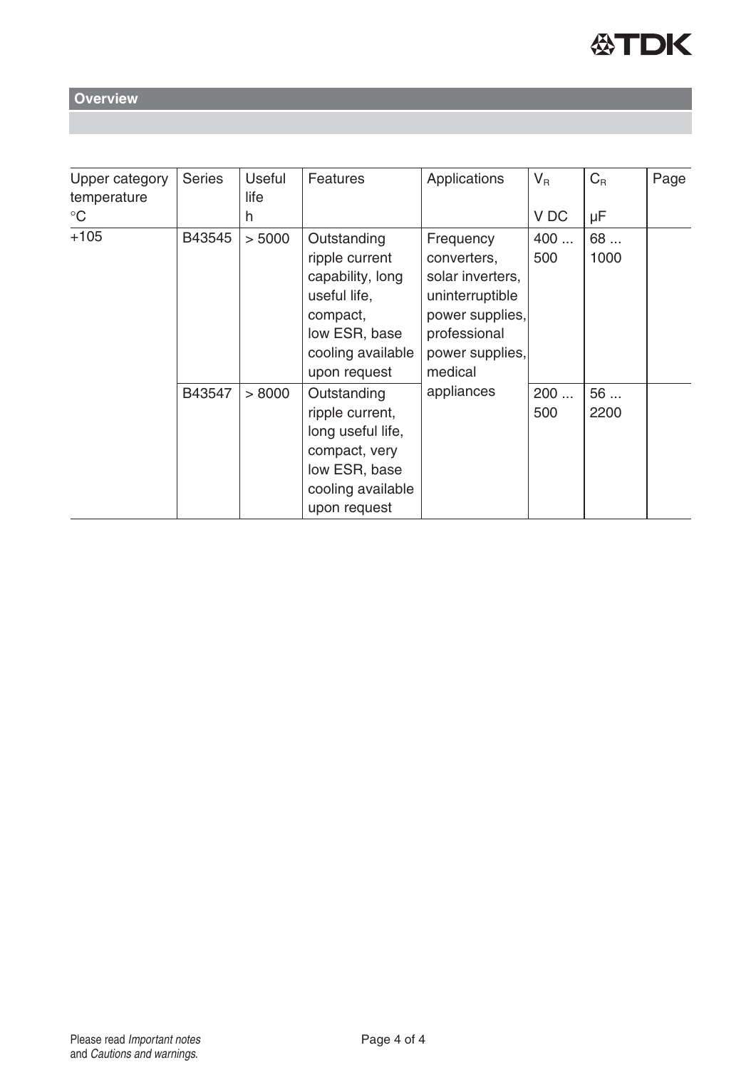## Overview

| Upper category temperature °C | Series | Useful life h | Features | Applications | $V_R$ V DC | $C_R$ µF | Page |
|---|---|---|---|---|---|---|---|
| +105 | B43545 | > 5000 | Outstanding ripple current capability, long useful life, compact, low ESR, base cooling available upon request | Frequency converters, solar inverters, uninterruptible power supplies, professional power supplies, medical appliances | 400 ... 500 | 68 ... 1000 | |
| | B43547 | > 8000 | Outstanding ripple current, long useful life, compact, very low ESR, base cooling available upon request | | 200 ... 500 | 56 ... 2200 | |

Please read *Important notes* and *Cautions and warnings*.